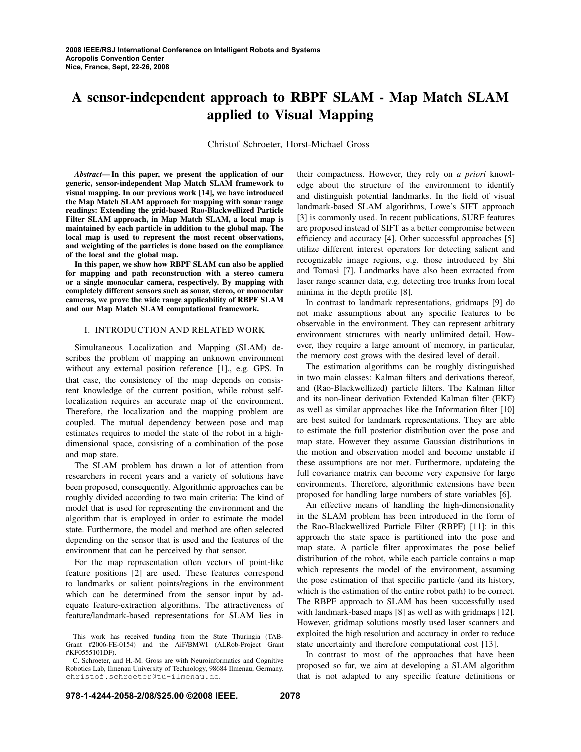# A sensor-independent approach to RBPF SLAM - Map Match SLAM applied to Visual Mapping

Christof Schroeter, Horst-Michael Gross

***Abstract*— In this paper, we present the application of our generic, sensor-independent Map Match SLAM framework to visual mapping. In our previous work [14], we have introduced the Map Match SLAM approach for mapping with sonar range readings: Extending the grid-based Rao-Blackwellized Particle Filter SLAM approach, in Map Match SLAM, a local map is maintained by each particle in addition to the global map. The local map is used to represent the most recent observations, and weighting of the particles is done based on the compliance of the local and the global map.**

**In this paper, we show how RBPF SLAM can also be applied for mapping and path reconstruction with a stereo camera or a single monocular camera, respectively. By mapping with completely different sensors such as sonar, stereo, or monocular cameras, we prove the wide range applicability of RBPF SLAM and our Map Match SLAM computational framework.**

## I. INTRODUCTION AND RELATED WORK

Simultaneous Localization and Mapping (SLAM) describes the problem of mapping an unknown environment without any external position reference [1]., e.g. GPS. In that case, the consistency of the map depends on consistent knowledge of the current position, while robust self-localization requires an accurate map of the environment. Therefore, the localization and the mapping problem are coupled. The mutual dependency between pose and map estimates requires to model the state of the robot in a high-dimensional space, consisting of a combination of the pose and map state.

The SLAM problem has drawn a lot of attention from researchers in recent years and a variety of solutions have been proposed, consequently. Algorithmic approaches can be roughly divided according to two main criteria: The kind of model that is used for representing the environment and the algorithm that is employed in order to estimate the model state. Furthermore, the model and method are often selected depending on the sensor that is used and the features of the environment that can be perceived by that sensor.

For the map representation often vectors of point-like feature positions [2] are used. These features correspond to landmarks or salient points/regions in the environment which can be determined from the sensor input by adequate feature-extraction algorithms. The attractiveness of feature/landmark-based representations for SLAM lies in their compactness. However, they rely on *a priori* knowledge about the structure of the environment to identify and distinguish potential landmarks. In the field of visual landmark-based SLAM algorithms, Lowe's SIFT approach [3] is commonly used. In recent publications, SURF features are proposed instead of SIFT as a better compromise between efficiency and accuracy [4]. Other successful approaches [5] utilize different interest operators for detecting salient and recognizable image regions, e.g. those introduced by Shi and Tomasi [7]. Landmarks have also been extracted from laser range scanner data, e.g. detecting tree trunks from local minima in the depth profile [8].

In contrast to landmark representations, gridmaps [9] do not make assumptions about any specific features to be observable in the environment. They can represent arbitrary environment structures with nearly unlimited detail. However, they require a large amount of memory, in particular, the memory cost grows with the desired level of detail.

The estimation algorithms can be roughly distinguished in two main classes: Kalman filters and derivations thereof, and (Rao-Blackwellized) particle filters. The Kalman filter and its non-linear derivation Extended Kalman filter (EKF) as well as similar approaches like the Information filter [10] are best suited for landmark representations. They are able to estimate the full posterior distribution over the pose and map state. However they assume Gaussian distributions in the motion and observation model and become unstable if these assumptions are not met. Furthermore, updateing the full covariance matrix can become very expensive for large environments. Therefore, algorithmic extensions have been proposed for handling large numbers of state variables [6].

An effective means of handling the high-dimensionality in the SLAM problem has been introduced in the form of the Rao-Blackwellized Particle Filter (RBPF) [11]: in this approach the state space is partitioned into the pose and map state. A particle filter approximates the pose belief distribution of the robot, while each particle contains a map which represents the model of the environment, assuming the pose estimation of that specific particle (and its history, which is the estimation of the entire robot path) to be correct. The RBPF approach to SLAM has been successfully used with landmark-based maps [8] as well as with gridmaps [12]. However, gridmap solutions mostly used laser scanners and exploited the high resolution and accuracy in order to reduce state uncertainty and therefore computational cost [13].

In contrast to most of the approaches that have been proposed so far, we aim at developing a SLAM algorithm that is not adapted to any specific feature definitions or

This work has received funding from the State Thuringia (TAB-Grant #2006-FE-0154) and the AiF/BMWI (ALRob-Project Grant #KF0555101DF).

C. Schroeter, and H.-M. Gross are with Neuroinformatics and Cognitive Robotics Lab, Ilmenau University of Technology, 98684 Ilmenau, Germany. christof.schroeter@tu-ilmenau.de.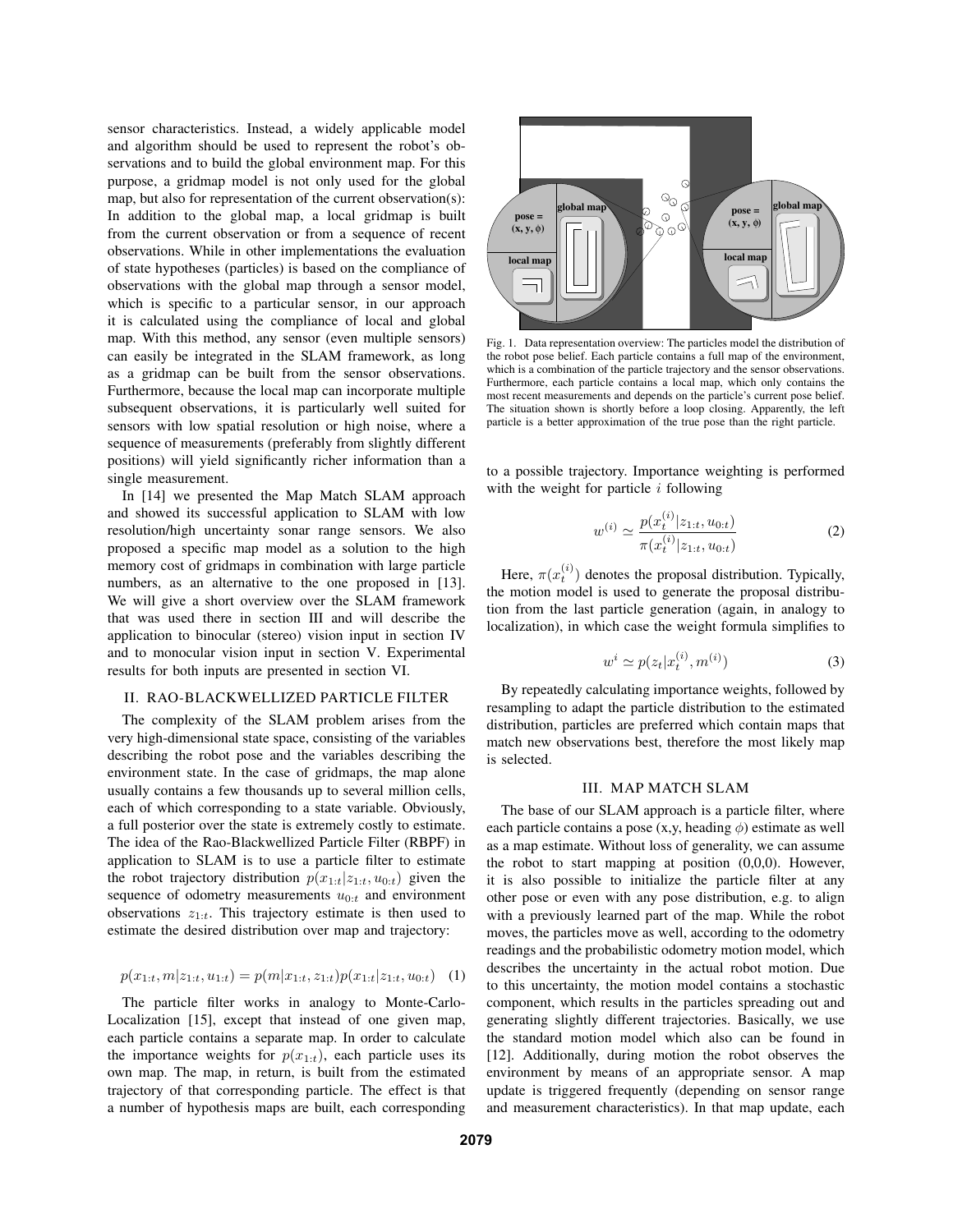sensor characteristics. Instead, a widely applicable model and algorithm should be used to represent the robot's observations and to build the global environment map. For this purpose, a gridmap model is not only used for the global map, but also for representation of the current observation(s): In addition to the global map, a local gridmap is built from the current observation or from a sequence of recent observations. While in other implementations the evaluation of state hypotheses (particles) is based on the compliance of observations with the global map through a sensor model, which is specific to a particular sensor, in our approach it is calculated using the compliance of local and global map. With this method, any sensor (even multiple sensors) can easily be integrated in the SLAM framework, as long as a gridmap can be built from the sensor observations. Furthermore, because the local map can incorporate multiple subsequent observations, it is particularly well suited for sensors with low spatial resolution or high noise, where a sequence of measurements (preferably from slightly different positions) will yield significantly richer information than a single measurement.

In [14] we presented the Map Match SLAM approach and showed its successful application to SLAM with low resolution/high uncertainty sonar range sensors. We also proposed a specific map model as a solution to the high memory cost of gridmaps in combination with large particle numbers, as an alternative to the one proposed in [13]. We will give a short overview over the SLAM framework that was used there in section III and will describe the application to binocular (stereo) vision input in section IV and to monocular vision input in section V. Experimental results for both inputs are presented in section VI.

Fig. 1. Data representation overview: The particles model the distribution of the robot pose belief. Each particle contains a full map of the environment, which is a combination of the particle trajectory and the sensor observations. Furthermore, each particle contains a local map, which only contains the most recent measurements and depends on the particle's current pose belief. The situation shown is shortly before a loop closing. Apparently, the left particle is a better approximation of the true pose than the right particle.

## II. Rao-Blackwellized Particle Filter

The complexity of the SLAM problem arises from the very high-dimensional state space, consisting of the variables describing the robot pose and the variables describing the environment state. In the case of gridmaps, the map alone usually contains a few thousands up to several million cells, each of which corresponding to a state variable. Obviously, a full posterior over the state is extremely costly to estimate. The idea of the Rao-Blackwellized Particle Filter (RBPF) in application to SLAM is to use a particle filter to estimate the robot trajectory distribution $p(x_{1:t}|z_{1:t}, u_{0:t})$ given the sequence of odometry measurements $u_{0:t}$ and environment observations $z_{1:t}$. This trajectory estimate is then used to estimate the desired distribution over map and trajectory:

$$p(x_{1:t}, m|z_{1:t}, u_{1:t}) = p(m|x_{1:t}, z_{1:t})p(x_{1:t}|z_{1:t}, u_{0:t}) \quad (1)$$

The particle filter works in analogy to Monte-Carlo-Localization [15], except that instead of one given map, each particle contains a separate map. In order to calculate the importance weights for $p(x_{1:t})$, each particle uses its own map. The map, in return, is built from the estimated trajectory of that corresponding particle. The effect is that a number of hypothesis maps are built, each corresponding to a possible trajectory. Importance weighting is performed with the weight for particle $i$ following

$$w^{(i)} \simeq \frac{p(x_t^{(i)}|z_{1:t}, u_{0:t})}{\pi(x_t^{(i)}|z_{1:t}, u_{0:t})} \quad (2)$$

Here, $\pi(x_t^{(i)})$ denotes the proposal distribution. Typically, the motion model is used to generate the proposal distribution from the last particle generation (again, in analogy to localization), in which case the weight formula simplifies to

$$w^i \simeq p(z_t|x_t^{(i)}, m^{(i)}) \quad (3)$$

By repeatedly calculating importance weights, followed by resampling to adapt the particle distribution to the estimated distribution, particles are preferred which contain maps that match new observations best, therefore the most likely map is selected.

## III. Map Match SLAM

The base of our SLAM approach is a particle filter, where each particle contains a pose (x,y, heading $\phi$) estimate as well as a map estimate. Without loss of generality, we can assume the robot to start mapping at position (0,0,0). However, it is also possible to initialize the particle filter at any other pose or even with any pose distribution, e.g. to align with a previously learned part of the map. While the robot moves, the particles move as well, according to the odometry readings and the probabilistic odometry motion model, which describes the uncertainty in the actual robot motion. Due to this uncertainty, the motion model contains a stochastic component, which results in the particles spreading out and generating slightly different trajectories. Basically, we use the standard motion model which also can be found in [12]. Additionally, during motion the robot observes the environment by means of an appropriate sensor. A map update is triggered frequently (depending on sensor range and measurement characteristics). In that map update, each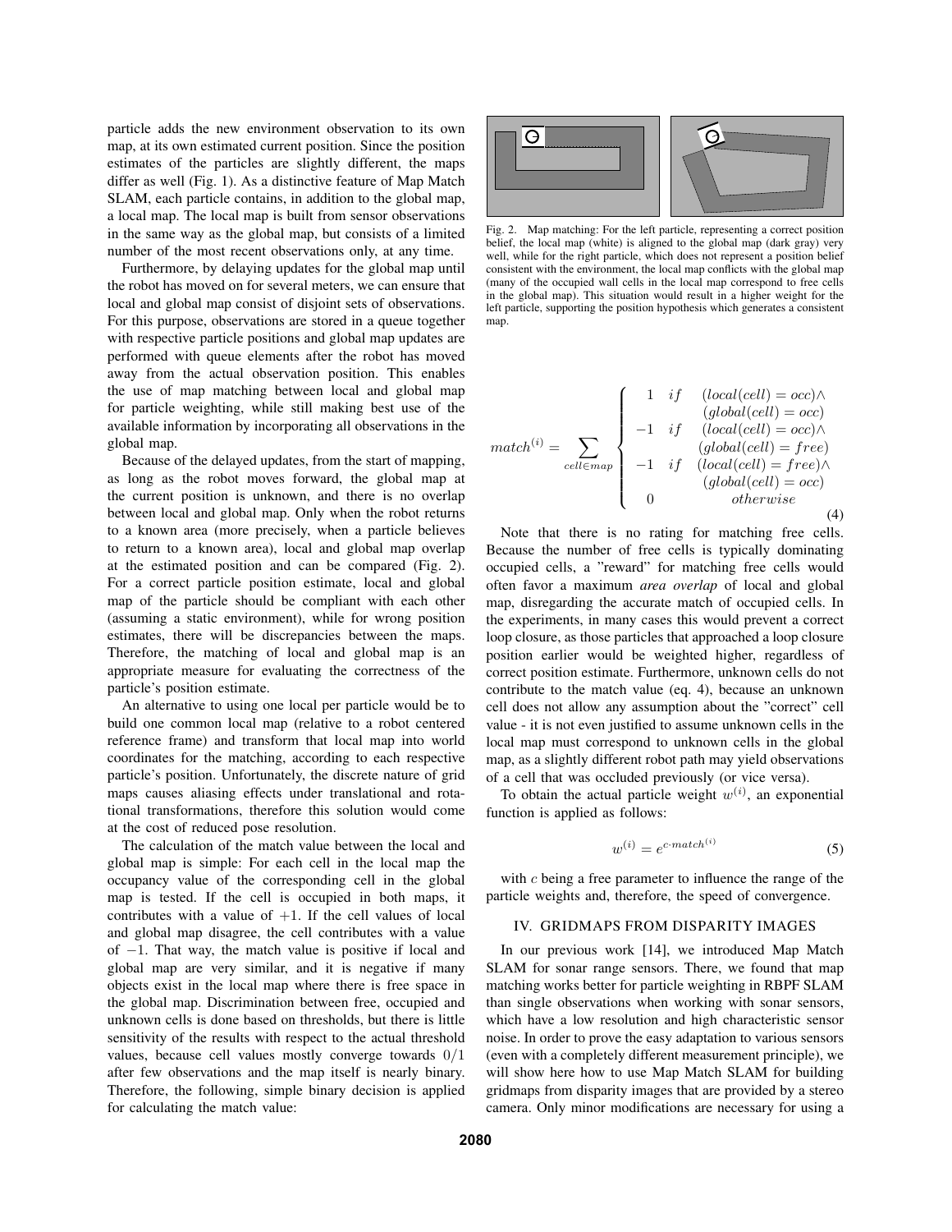particle adds the new environment observation to its own map, at its own estimated current position. Since the position estimates of the particles are slightly different, the maps differ as well (Fig. 1). As a distinctive feature of Map Match SLAM, each particle contains, in addition to the global map, a local map. The local map is built from sensor observations in the same way as the global map, but consists of a limited number of the most recent observations only, at any time.

Furthermore, by delaying updates for the global map until the robot has moved on for several meters, we can ensure that local and global map consist of disjoint sets of observations. For this purpose, observations are stored in a queue together with respective particle positions and global map updates are performed with queue elements after the robot has moved away from the actual observation position. This enables the use of map matching between local and global map for particle weighting, while still making best use of the available information by incorporating all observations in the global map.

Because of the delayed updates, from the start of mapping, as long as the robot moves forward, the global map at the current position is unknown, and there is no overlap between local and global map. Only when the robot returns to a known area (more precisely, when a particle believes to return to a known area), local and global map overlap at the estimated position and can be compared (Fig. 2). For a correct particle position estimate, local and global map of the particle should be compliant with each other (assuming a static environment), while for wrong position estimates, there will be discrepancies between the maps. Therefore, the matching of local and global map is an appropriate measure for evaluating the correctness of the particle's position estimate.

An alternative to using one local per particle would be to build one common local map (relative to a robot centered reference frame) and transform that local map into world coordinates for the matching, according to each respective particle's position. Unfortunately, the discrete nature of grid maps causes aliasing effects under translational and rotational transformations, therefore this solution would come at the cost of reduced pose resolution.

The calculation of the match value between the local and global map is simple: For each cell in the local map the occupancy value of the corresponding cell in the global map is tested. If the cell is occupied in both maps, it contributes with a value of $+1$. If the cell values of local and global map disagree, the cell contributes with a value of $-1$. That way, the match value is positive if local and global map are very similar, and it is negative if many objects exist in the local map where there is free space in the global map. Discrimination between free, occupied and unknown cells is done based on thresholds, but there is little sensitivity of the results with respect to the actual threshold values, because cell values mostly converge towards $0/1$ after few observations and the map itself is nearly binary. Therefore, the following, simple binary decision is applied for calculating the match value:

Fig. 2. Map matching: For the left particle, representing a correct position belief, the local map (white) is aligned to the global map (dark gray) very well, while for the right particle, which does not represent a position belief consistent with the environment, the local map conflicts with the global map (many of the occupied wall cells in the local map correspond to free cells in the global map). This situation would result in a higher weight for the left particle, supporting the position hypothesis which generates a consistent map.

$$match^{(i)} = \sum_{cell \in map} \begin{cases} 1 \quad if & (local(cell) = occ) \wedge \\ & (global(cell) = occ) \\ -1 \quad if & (local(cell) = occ) \wedge \\ & (global(cell) = free) \\ -1 \quad if & (local(cell) = free) \wedge \\ & (global(cell) = occ) \\ 0 & otherwise \end{cases} \tag{4}$$

Note that there is no rating for matching free cells. Because the number of free cells is typically dominating occupied cells, a "reward" for matching free cells would often favor a maximum *area overlap* of local and global map, disregarding the accurate match of occupied cells. In the experiments, in many cases this would prevent a correct loop closure, as those particles that approached a loop closure position earlier would be weighted higher, regardless of correct position estimate. Furthermore, unknown cells do not contribute to the match value (eq. 4), because an unknown cell does not allow any assumption about the "correct" cell value - it is not even justified to assume unknown cells in the local map must correspond to unknown cells in the global map, as a slightly different robot path may yield observations of a cell that was occluded previously (or vice versa).

To obtain the actual particle weight $w^{(i)}$, an exponential function is applied as follows:

$$w^{(i)} = e^{c \cdot match^{(i)}} \tag{5}$$

with $c$ being a free parameter to influence the range of the particle weights and, therefore, the speed of convergence.

## IV. GRIDMAPS FROM DISPARITY IMAGES

In our previous work [14], we introduced Map Match SLAM for sonar range sensors. There, we found that map matching works better for particle weighting in RBPF SLAM than single observations when working with sonar sensors, which have a low resolution and high characteristic sensor noise. In order to prove the easy adaptation to various sensors (even with a completely different measurement principle), we will show here how to use Map Match SLAM for building gridmaps from disparity images that are provided by a stereo camera. Only minor modifications are necessary for using a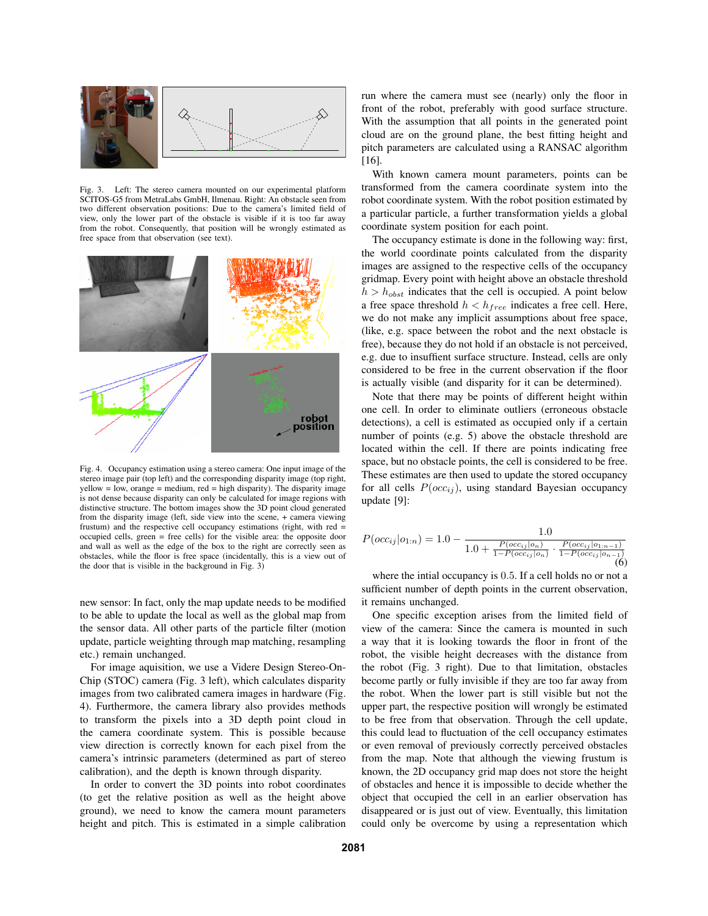Fig. 3. Left: The stereo camera mounted on our experimental platform SCITOS-G5 from MetraLabs GmbH, Ilmenau. Right: An obstacle seen from two different observation positions: Due to the camera's limited field of view, only the lower part of the obstacle is visible if it is too far away from the robot. Consequently, that position will be wrongly estimated as free space from that observation (see text).

robot position

Fig. 4. Occupancy estimation using a stereo camera: One input image of the stereo image pair (top left) and the corresponding disparity image (top right, yellow = low, orange = medium, red = high disparity). The disparity image is not dense because disparity can only be calculated for image regions with distinctive structure. The bottom images show the 3D point cloud generated from the disparity image (left, side view into the scene, + camera viewing frustum) and the respective cell occupancy estimations (right, with red = occupied cells, green = free cells) for the visible area: the opposite door and wall as well as the edge of the box to the right are correctly seen as obstacles, while the floor is free space (incidentally, this is a view out of the door that is visible in the background in Fig. 3)

new sensor: In fact, only the map update needs to be modified to be able to update the local as well as the global map from the sensor data. All other parts of the particle filter (motion update, particle weighting through map matching, resampling etc.) remain unchanged.

For image aquisition, we use a Videre Design Stereo-On-Chip (STOC) camera (Fig. 3 left), which calculates disparity images from two calibrated camera images in hardware (Fig. 4). Furthermore, the camera library also provides methods to transform the pixels into a 3D depth point cloud in the camera coordinate system. This is possible because view direction is correctly known for each pixel from the camera's intrinsic parameters (determined as part of stereo calibration), and the depth is known through disparity.

In order to convert the 3D points into robot coordinates (to get the relative position as well as the height above ground), we need to know the camera mount parameters height and pitch. This is estimated in a simple calibration run where the camera must see (nearly) only the floor in front of the robot, preferably with good surface structure. With the assumption that all points in the generated point cloud are on the ground plane, the best fitting height and pitch parameters are calculated using a RANSAC algorithm [16].

With known camera mount parameters, points can be transformed from the camera coordinate system into the robot coordinate system. With the robot position estimated by a particular particle, a further transformation yields a global coordinate system position for each point.

The occupancy estimate is done in the following way: first, the world coordinate points calculated from the disparity images are assigned to the respective cells of the occupancy gridmap. Every point with height above an obstacle threshold $h > h_{obst}$ indicates that the cell is occupied. A point below a free space threshold $h < h_{free}$ indicates a free cell. Here, we do not make any implicit assumptions about free space, (like, e.g. space between the robot and the next obstacle is free), because they do not hold if an obstacle is not perceived, e.g. due to insuffient surface structure. Instead, cells are only considered to be free in the current observation if the floor is actually visible (and disparity for it can be determined).

Note that there may be points of different height within one cell. In order to eliminate outliers (erroneous obstacle detections), a cell is estimated as occupied only if a certain number of points (e.g. 5) above the obstacle threshold are located within the cell. If there are points indicating free space, but no obstacle points, the cell is considered to be free. These estimates are then used to update the stored occupancy for all cells $P(occ_{ij})$, using standard Bayesian occupancy update [9]:

$$P(occ_{ij}|o_{1:n}) = 1.0 - \frac{1.0}{1.0 + \frac{P(occ_{ij}|o_n)}{1-P(occ_{ij}|o_n)} \cdot \frac{P(occ_{ij}|o_{1:n-1})}{1-P(occ_{ij}|o_{n-1})}} \tag{6}$$

where the intial occupancy is $0.5$. If a cell holds no or not a sufficient number of depth points in the current observation, it remains unchanged.

One specific exception arises from the limited field of view of the camera: Since the camera is mounted in such a way that it is looking towards the floor in front of the robot, the visible height decreases with the distance from the robot (Fig. 3 right). Due to that limitation, obstacles become partly or fully invisible if they are too far away from the robot. When the lower part is still visible but not the upper part, the respective position will wrongly be estimated to be free from that observation. Through the cell update, this could lead to fluctuation of the cell occupancy estimates or even removal of previously correctly perceived obstacles from the map. Note that although the viewing frustum is known, the 2D occupancy grid map does not store the height of obstacles and hence it is impossible to decide whether the object that occupied the cell in an earlier observation has disappeared or is just out of view. Eventually, this limitation could only be overcome by using a representation which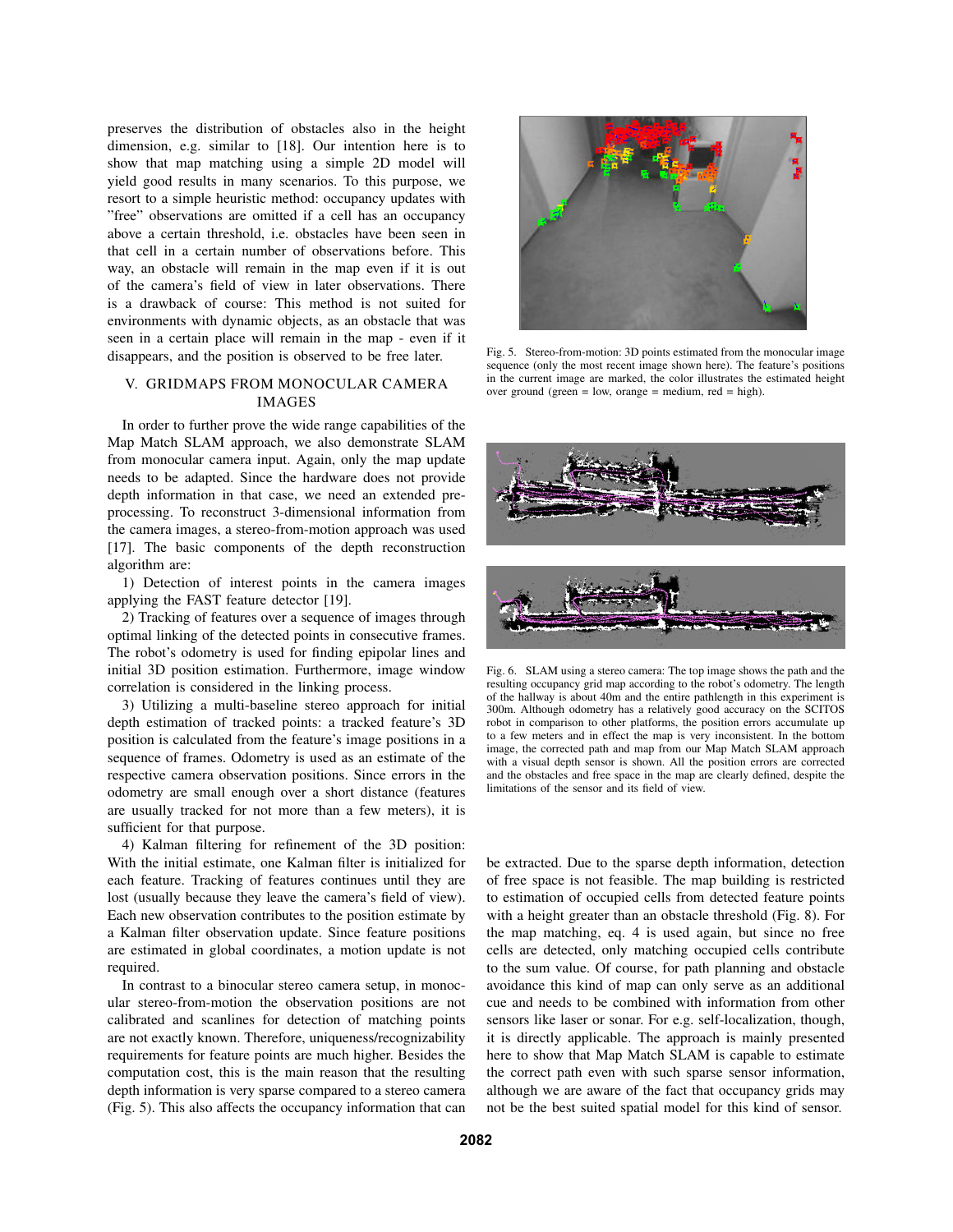preserves the distribution of obstacles also in the height dimension, e.g. similar to [18]. Our intention here is to show that map matching using a simple 2D model will yield good results in many scenarios. To this purpose, we resort to a simple heuristic method: occupancy updates with "free" observations are omitted if a cell has an occupancy above a certain threshold, i.e. obstacles have been seen in that cell in a certain number of observations before. This way, an obstacle will remain in the map even if it is out of the camera's field of view in later observations. There is a drawback of course: This method is not suited for environments with dynamic objects, as an obstacle that was seen in a certain place will remain in the map - even if it disappears, and the position is observed to be free later.

## V. GRIDMAPS FROM MONOCULAR CAMERA IMAGES

In order to further prove the wide range capabilities of the Map Match SLAM approach, we also demonstrate SLAM from monocular camera input. Again, only the map update needs to be adapted. Since the hardware does not provide depth information in that case, we need an extended pre-processing. To reconstruct 3-dimensional information from the camera images, a stereo-from-motion approach was used [17]. The basic components of the depth reconstruction algorithm are:

1) Detection of interest points in the camera images applying the FAST feature detector [19].

2) Tracking of features over a sequence of images through optimal linking of the detected points in consecutive frames. The robot's odometry is used for finding epipolar lines and initial 3D position estimation. Furthermore, image window correlation is considered in the linking process.

3) Utilizing a multi-baseline stereo approach for initial depth estimation of tracked points: a tracked feature's 3D position is calculated from the feature's image positions in a sequence of frames. Odometry is used as an estimate of the respective camera observation positions. Since errors in the odometry are small enough over a short distance (features are usually tracked for not more than a few meters), it is sufficient for that purpose.

4) Kalman filtering for refinement of the 3D position: With the initial estimate, one Kalman filter is initialized for each feature. Tracking of features continues until they are lost (usually because they leave the camera's field of view). Each new observation contributes to the position estimate by a Kalman filter observation update. Since feature positions are estimated in global coordinates, a motion update is not required.

In contrast to a binocular stereo camera setup, in monocular stereo-from-motion the observation positions are not calibrated and scanlines for detection of matching points are not exactly known. Therefore, uniqueness/recognizability requirements for feature points are much higher. Besides the computation cost, this is the main reason that the resulting depth information is very sparse compared to a stereo camera (Fig. 5). This also affects the occupancy information that can be extracted. Due to the sparse depth information, detection of free space is not feasible. The map building is restricted to estimation of occupied cells from detected feature points with a height greater than an obstacle threshold (Fig. 8). For the map matching, eq. 4 is used again, but since no free cells are detected, only matching occupied cells contribute to the sum value. Of course, for path planning and obstacle avoidance this kind of map can only serve as an additional cue and needs to be combined with information from other sensors like laser or sonar. For e.g. self-localization, though, it is directly applicable. The approach is mainly presented here to show that Map Match SLAM is capable to estimate the correct path even with such sparse sensor information, although we are aware of the fact that occupancy grids may not be the best suited spatial model for this kind of sensor.

Fig. 5. Stereo-from-motion: 3D points estimated from the monocular image sequence (only the most recent image shown here). The feature's positions in the current image are marked, the color illustrates the estimated height over ground (green = low, orange = medium, red = high).

Fig. 6. SLAM using a stereo camera: The top image shows the path and the resulting occupancy grid map according to the robot's odometry. The length of the hallway is about 40m and the entire pathlength in this experiment is 300m. Although odometry has a relatively good accuracy on the SCITOS robot in comparison to other platforms, the position errors accumulate up to a few meters and in effect the map is very inconsistent. In the bottom image, the corrected path and map from our Map Match SLAM approach with a visual depth sensor is shown. All the position errors are corrected and the obstacles and free space in the map are clearly defined, despite the limitations of the sensor and its field of view.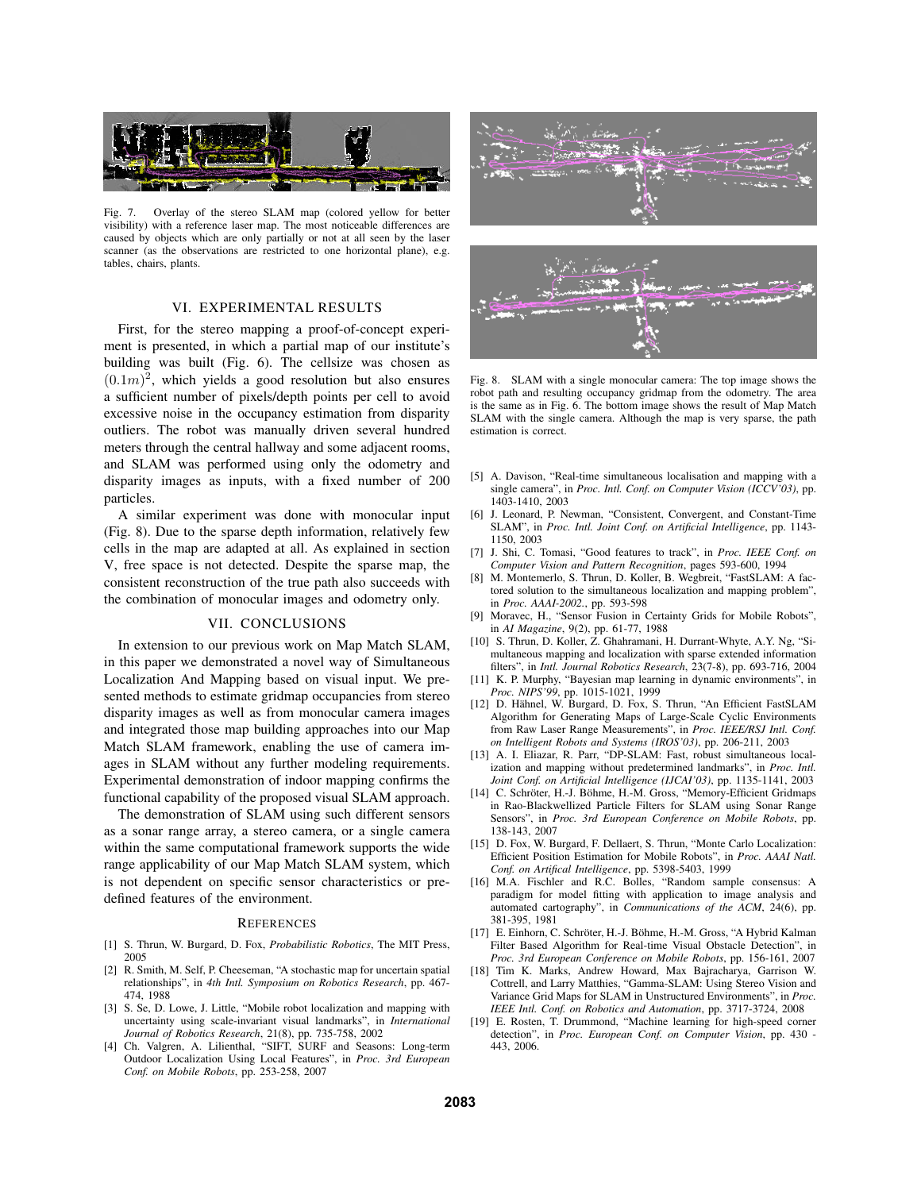Fig. 7. Overlay of the stereo SLAM map (colored yellow for better visibility) with a reference laser map. The most noticeable differences are caused by objects which are only partially or not at all seen by the laser scanner (as the observations are restricted to one horizontal plane), e.g. tables, chairs, plants.

## VI. EXPERIMENTAL RESULTS

First, for the stereo mapping a proof-of-concept experiment is presented, in which a partial map of our institute's building was built (Fig. 6). The cellsize was chosen as $(0.1m)^2$, which yields a good resolution but also ensures a sufficient number of pixels/depth points per cell to avoid excessive noise in the occupancy estimation from disparity outliers. The robot was manually driven several hundred meters through the central hallway and some adjacent rooms, and SLAM was performed using only the odometry and disparity images as inputs, with a fixed number of 200 particles.

A similar experiment was done with monocular input (Fig. 8). Due to the sparse depth information, relatively few cells in the map are adapted at all. As explained in section V, free space is not detected. Despite the sparse map, the consistent reconstruction of the true path also succeeds with the combination of monocular images and odometry only.

## VII. CONCLUSIONS

In extension to our previous work on Map Match SLAM, in this paper we demonstrated a novel way of Simultaneous Localization And Mapping based on visual input. We presented methods to estimate gridmap occupancies from stereo disparity images as well as from monocular camera images and integrated those map building approaches into our Map Match SLAM framework, enabling the use of camera images in SLAM without any further modeling requirements. Experimental demonstration of indoor mapping confirms the functional capability of the proposed visual SLAM approach.

The demonstration of SLAM using such different sensors as a sonar range array, a stereo camera, or a single camera within the same computational framework supports the wide range applicability of our Map Match SLAM system, which is not dependent on specific sensor characteristics or predefined features of the environment.

Fig. 8. SLAM with a single monocular camera: The top image shows the robot path and resulting occupancy gridmap from the odometry. The area is the same as in Fig. 6. The bottom image shows the result of Map Match SLAM with the single camera. Although the map is very sparse, the path estimation is correct.

## REFERENCES

[1] S. Thrun, W. Burgard, D. Fox, *Probabilistic Robotics*, The MIT Press, 2005

[2] R. Smith, M. Self, P. Cheeseman, "A stochastic map for uncertain spatial relationships", in *4th Intl. Symposium on Robotics Research*, pp. 467-474, 1988

[3] S. Se, D. Lowe, J. Little, "Mobile robot localization and mapping with uncertainty using scale-invariant visual landmarks", in *International Journal of Robotics Research*, 21(8), pp. 735-758, 2002

[4] Ch. Valgren, A. Lilienthal, "SIFT, SURF and Seasons: Long-term Outdoor Localization Using Local Features", in *Proc. 3rd European Conf. on Mobile Robots*, pp. 253-258, 2007

[5] A. Davison, "Real-time simultaneous localisation and mapping with a single camera", in *Proc. Intl. Conf. on Computer Vision (ICCV'03)*, pp. 1403-1410, 2003

[6] J. Leonard, P. Newman, "Consistent, Convergent, and Constant-Time SLAM", in *Proc. Intl. Joint Conf. on Artificial Intelligence*, pp. 1143-1150, 2003

[7] J. Shi, C. Tomasi, "Good features to track", in *Proc. IEEE Conf. on Computer Vision and Pattern Recognition*, pages 593-600, 1994

[8] M. Montemerlo, S. Thrun, D. Koller, B. Wegbreit, "FastSLAM: A factored solution to the simultaneous localization and mapping problem", in *Proc. AAAI-2002.*, pp. 593-598

[9] Moravec, H., "Sensor Fusion in Certainty Grids for Mobile Robots", in *AI Magazine*, 9(2), pp. 61-77, 1988

[10] S. Thrun, D. Koller, Z. Ghahramani, H. Durrant-Whyte, A.Y. Ng, "Simultaneous mapping and localization with sparse extended information filters", in *Intl. Journal Robotics Research*, 23(7-8), pp. 693-716, 2004

[11] K. P. Murphy, "Bayesian map learning in dynamic environments", in *Proc. NIPS'99*, pp. 1015-1021, 1999

[12] D. Hähnel, W. Burgard, D. Fox, S. Thrun, "An Efficient FastSLAM Algorithm for Generating Maps of Large-Scale Cyclic Environments from Raw Laser Range Measurements", in *Proc. IEEE/RSJ Intl. Conf. on Intelligent Robots and Systems (IROS'03)*, pp. 206-211, 2003

[13] A. I. Eliazar, R. Parr, "DP-SLAM: Fast, robust simultaneous localization and mapping without predetermined landmarks", in *Proc. Intl. Joint Conf. on Artificial Intelligence (IJCAI'03)*, pp. 1135-1141, 2003

[14] C. Schröter, H.-J. Böhme, H.-M. Gross, "Memory-Efficient Gridmaps in Rao-Blackwellized Particle Filters for SLAM using Sonar Range Sensors", in *Proc. 3rd European Conference on Mobile Robots*, pp. 138-143, 2007

[15] D. Fox, W. Burgard, F. Dellaert, S. Thrun, "Monte Carlo Localization: Efficient Position Estimation for Mobile Robots", in *Proc. AAAI Natl. Conf. on Artifical Intelligence*, pp. 5398-5403, 1999

[16] M.A. Fischler and R.C. Bolles, "Random sample consensus: A paradigm for model fitting with application to image analysis and automated cartography", in *Communications of the ACM*, 24(6), pp. 381-395, 1981

[17] E. Einhorn, C. Schröter, H.-J. Böhme, H.-M. Gross, "A Hybrid Kalman Filter Based Algorithm for Real-time Visual Obstacle Detection", in *Proc. 3rd European Conference on Mobile Robots*, pp. 156-161, 2007

[18] Tim K. Marks, Andrew Howard, Max Bajracharya, Garrison W. Cottrell, and Larry Matthies, "Gamma-SLAM: Using Stereo Vision and Variance Grid Maps for SLAM in Unstructured Environments", in *Proc. IEEE Intl. Conf. on Robotics and Automation*, pp. 3717-3724, 2008

[19] E. Rosten, T. Drummond, "Machine learning for high-speed corner detection", in *Proc. European Conf. on Computer Vision*, pp. 430 - 443, 2006.